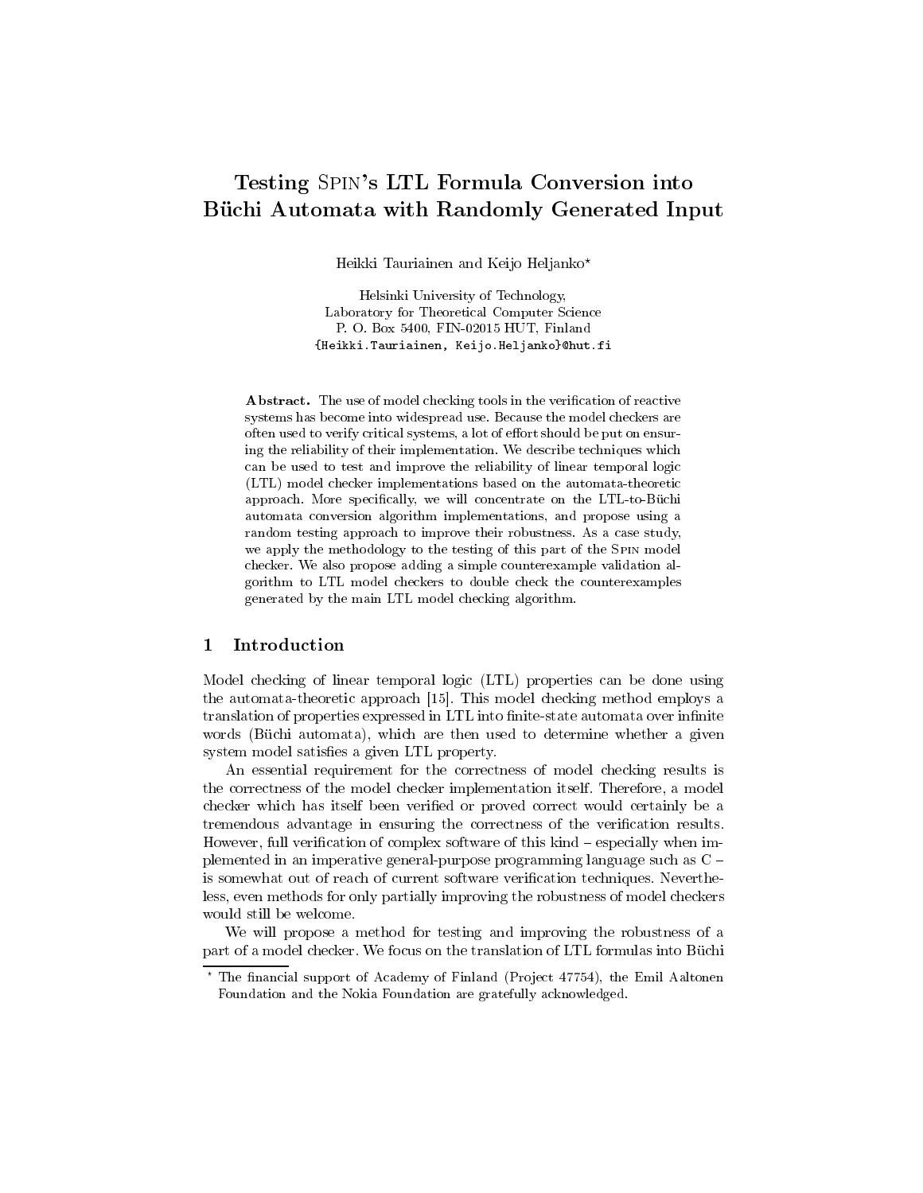# Testing SPIN's LTL Formula Conversion into Büchi Automata with Randomly Generated Input

Heikki Tauriainen and Keijo Heljanko*

Helsinki University of Technology,
Laboratory for Theoretical Computer Science
P. O. Box 5400, FIN-02015 HUT, Finland
{Heikki.Tauriainen, Keijo.Heljanko}@hut.fi

**Abstract.** The use of model checking tools in the verification of reactive systems has become into widespread use. Because the model checkers are often used to verify critical systems, a lot of effort should be put on ensuring the reliability of their implementation. We describe techniques which can be used to test and improve the reliability of linear temporal logic (LTL) model checker implementations based on the automata-theoretic approach. More specifically, we will concentrate on the LTL-to-Büchi automata conversion algorithm implementations, and propose using a random testing approach to improve their robustness. As a case study, we apply the methodology to the testing of this part of the SPIN model checker. We also propose adding a simple counterexample validation algorithm to LTL model checkers to double check the counterexamples generated by the main LTL model checking algorithm.

## 1 Introduction

Model checking of linear temporal logic (LTL) properties can be done using the automata-theoretic approach [15]. This model checking method employs a translation of properties expressed in LTL into finite-state automata over infinite words (Büchi automata), which are then used to determine whether a given system model satisfies a given LTL property.

An essential requirement for the correctness of model checking results is the correctness of the model checker implementation itself. Therefore, a model checker which has itself been verified or proved correct would certainly be a tremendous advantage in ensuring the correctness of the verification results. However, full verification of complex software of this kind – especially when implemented in an imperative general-purpose programming language such as C – is somewhat out of reach of current software verification techniques. Nevertheless, even methods for only partially improving the robustness of model checkers would still be welcome.

We will propose a method for testing and improving the robustness of a part of a model checker. We focus on the translation of LTL formulas into Büchi

---

* The financial support of Academy of Finland (Project 47754), the Emil Aaltonen Foundation and the Nokia Foundation are gratefully acknowledged.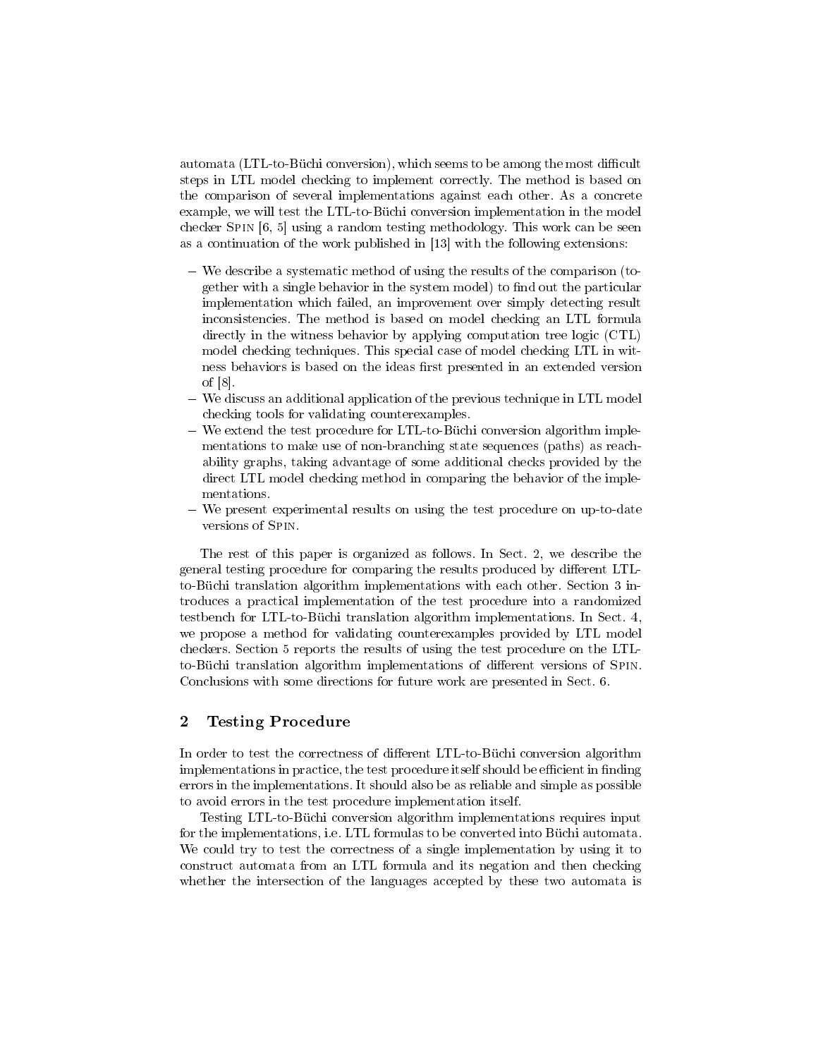automata (LTL-to-Büchi conversion), which seems to be among the most difficult steps in LTL model checking to implement correctly. The method is based on the comparison of several implementations against each other. As a concrete example, we will test the LTL-to-Büchi conversion implementation in the model checker Spin [6, 5] using a random testing methodology. This work can be seen as a continuation of the work published in [13] with the following extensions:

- We describe a systematic method of using the results of the comparison (together with a single behavior in the system model) to find out the particular implementation which failed, an improvement over simply detecting result inconsistencies. The method is based on model checking an LTL formula directly in the witness behavior by applying computation tree logic (CTL) model checking techniques. This special case of model checking LTL in witness behaviors is based on the ideas first presented in an extended version of [8].
- We discuss an additional application of the previous technique in LTL model checking tools for validating counterexamples.
- We extend the test procedure for LTL-to-Büchi conversion algorithm implementations to make use of non-branching state sequences (paths) as reachability graphs, taking advantage of some additional checks provided by the direct LTL model checking method in comparing the behavior of the implementations.
- We present experimental results on using the test procedure on up-to-date versions of Spin.

The rest of this paper is organized as follows. In Sect. 2, we describe the general testing procedure for comparing the results produced by different LTL-to-Büchi translation algorithm implementations with each other. Section 3 introduces a practical implementation of the test procedure into a randomized testbench for LTL-to-Büchi translation algorithm implementations. In Sect. 4, we propose a method for validating counterexamples provided by LTL model checkers. Section 5 reports the results of using the test procedure on the LTL-to-Büchi translation algorithm implementations of different versions of Spin. Conclusions with some directions for future work are presented in Sect. 6.

## 2 Testing Procedure

In order to test the correctness of different LTL-to-Büchi conversion algorithm implementations in practice, the test procedure itself should be efficient in finding errors in the implementations. It should also be as reliable and simple as possible to avoid errors in the test procedure implementation itself.

Testing LTL-to-Büchi conversion algorithm implementations requires input for the implementations, i.e. LTL formulas to be converted into Büchi automata. We could try to test the correctness of a single implementation by using it to construct automata from an LTL formula and its negation and then checking whether the intersection of the languages accepted by these two automata is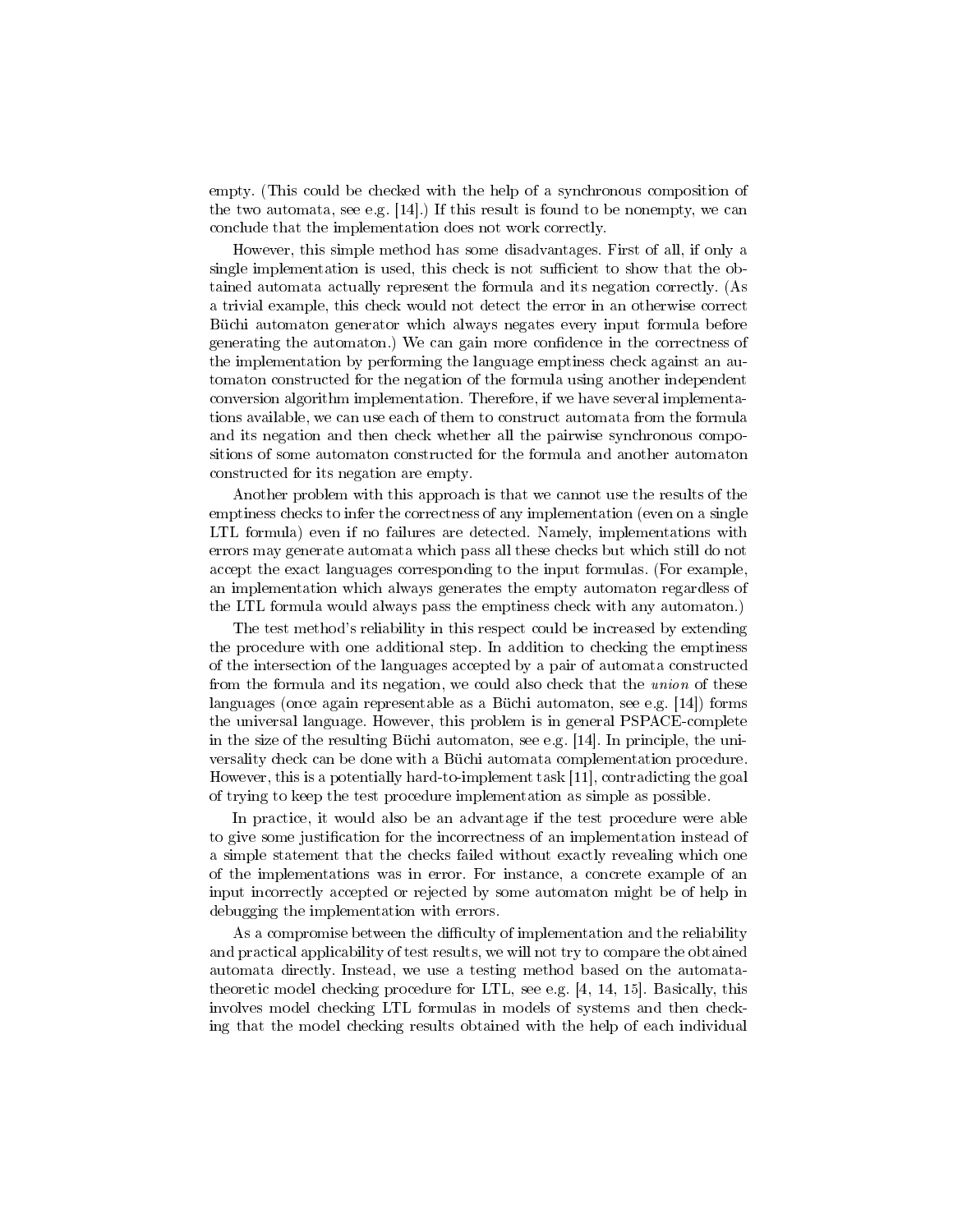empty. (This could be checked with the help of a synchronous composition of the two automata, see e.g. [14].) If this result is found to be nonempty, we can conclude that the implementation does not work correctly.

However, this simple method has some disadvantages. First of all, if only a single implementation is used, this check is not sufficient to show that the obtained automata actually represent the formula and its negation correctly. (As a trivial example, this check would not detect the error in an otherwise correct Büchi automaton generator which always negates every input formula before generating the automaton.) We can gain more confidence in the correctness of the implementation by performing the language emptiness check against an automaton constructed for the negation of the formula using another independent conversion algorithm implementation. Therefore, if we have several implementations available, we can use each of them to construct automata from the formula and its negation and then check whether all the pairwise synchronous compositions of some automaton constructed for the formula and another automaton constructed for its negation are empty.

Another problem with this approach is that we cannot use the results of the emptiness checks to infer the correctness of any implementation (even on a single LTL formula) even if no failures are detected. Namely, implementations with errors may generate automata which pass all these checks but which still do not accept the exact languages corresponding to the input formulas. (For example, an implementation which always generates the empty automaton regardless of the LTL formula would always pass the emptiness check with any automaton.)

The test method's reliability in this respect could be increased by extending the procedure with one additional step. In addition to checking the emptiness of the intersection of the languages accepted by a pair of automata constructed from the formula and its negation, we could also check that the *union* of these languages (once again representable as a Büchi automaton, see e.g. [14]) forms the universal language. However, this problem is in general PSPACE-complete in the size of the resulting Büchi automaton, see e.g. [14]. In principle, the universality check can be done with a Büchi automata complementation procedure. However, this is a potentially hard-to-implement task [11], contradicting the goal of trying to keep the test procedure implementation as simple as possible.

In practice, it would also be an advantage if the test procedure were able to give some justification for the incorrectness of an implementation instead of a simple statement that the checks failed without exactly revealing which one of the implementations was in error. For instance, a concrete example of an input incorrectly accepted or rejected by some automaton might be of help in debugging the implementation with errors.

As a compromise between the difficulty of implementation and the reliability and practical applicability of test results, we will not try to compare the obtained automata directly. Instead, we use a testing method based on the automata-theoretic model checking procedure for LTL, see e.g. [4, 14, 15]. Basically, this involves model checking LTL formulas in models of systems and then checking that the model checking results obtained with the help of each individual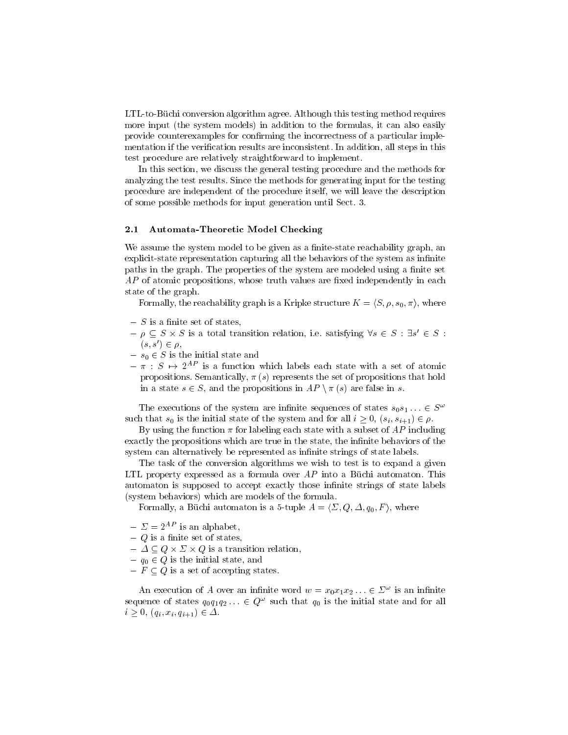LTL-to-Büchi conversion algorithm agree. Although this testing method requires more input (the system models) in addition to the formulas, it can also easily provide counterexamples for confirming the incorrectness of a particular implementation if the verification results are inconsistent. In addition, all steps in this test procedure are relatively straightforward to implement.

In this section, we discuss the general testing procedure and the methods for analyzing the test results. Since the methods for generating input for the testing procedure are independent of the procedure itself, we will leave the description of some possible methods for input generation until Sect. 3.

### 2.1 Automata-Theoretic Model Checking

We assume the system model to be given as a finite-state reachability graph, an explicit-state representation capturing all the behaviors of the system as infinite paths in the graph. The properties of the system are modeled using a finite set $AP$ of atomic propositions, whose truth values are fixed independently in each state of the graph.

Formally, the reachability graph is a Kripke structure $K = \langle S, \rho, s_0, \pi \rangle$, where

- $S$ is a finite set of states,
- $\rho \subseteq S \times S$ is a total transition relation, i.e. satisfying $\forall s \in S : \exists s' \in S : (s, s') \in \rho$,
- $s_0 \in S$ is the initial state and
- $\pi : S \mapsto 2^{AP}$ is a function which labels each state with a set of atomic propositions. Semantically, $\pi(s)$ represents the set of propositions that hold in a state $s \in S$, and the propositions in $AP \setminus \pi(s)$ are false in $s$.

The executions of the system are infinite sequences of states $s_0 s_1 \ldots \in S^\omega$ such that $s_0$ is the initial state of the system and for all $i \geq 0$, $(s_i, s_{i+1}) \in \rho$.

By using the function $\pi$ for labeling each state with a subset of $AP$ including exactly the propositions which are true in the state, the infinite behaviors of the system can alternatively be represented as infinite strings of state labels.

The task of the conversion algorithms we wish to test is to expand a given LTL property expressed as a formula over $AP$ into a Büchi automaton. This automaton is supposed to accept exactly those infinite strings of state labels (system behaviors) which are models of the formula.

Formally, a Büchi automaton is a 5-tuple $A = \langle \Sigma, Q, \Delta, q_0, F \rangle$, where

- $\Sigma = 2^{AP}$ is an alphabet,
- $Q$ is a finite set of states,
- $\Delta \subseteq Q \times \Sigma \times Q$ is a transition relation,
- $q_0 \in Q$ is the initial state, and
- $F \subseteq Q$ is a set of accepting states.

An execution of $A$ over an infinite word $w = x_0 x_1 x_2 \ldots \in \Sigma^\omega$ is an infinite sequence of states $q_0 q_1 q_2 \ldots \in Q^\omega$ such that $q_0$ is the initial state and for all $i \geq 0$, $(q_i, x_i, q_{i+1}) \in \Delta$.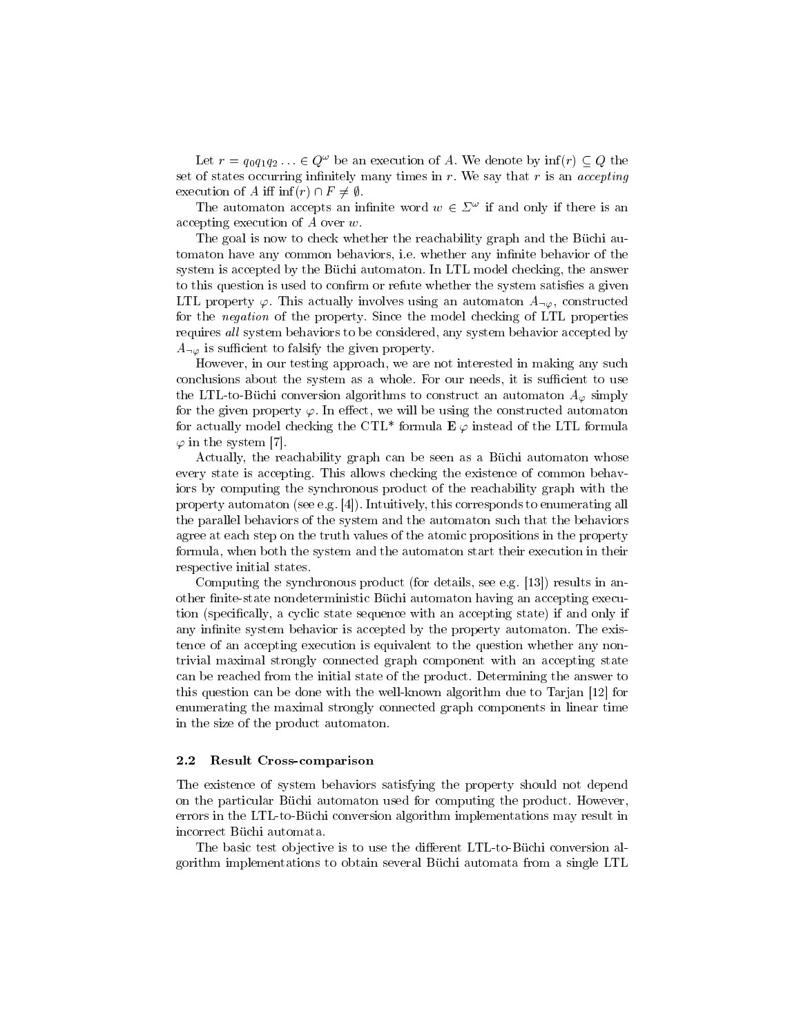Let $r = q_0 q_1 q_2 \ldots \in Q^\omega$ be an execution of $A$. We denote by $\inf(r) \subseteq Q$ the set of states occurring infinitely many times in $r$. We say that $r$ is an *accepting* execution of $A$ iff $\inf(r) \cap F \neq \emptyset$.

The automaton accepts an infinite word $w \in \Sigma^\omega$ if and only if there is an accepting execution of $A$ over $w$.

The goal is now to check whether the reachability graph and the Büchi automaton have any common behaviors, i.e. whether any infinite behavior of the system is accepted by the Büchi automaton. In LTL model checking, the answer to this question is used to confirm or refute whether the system satisfies a given LTL property $\varphi$. This actually involves using an automaton $A_{\neg\varphi}$, constructed for the *negation* of the property. Since the model checking of LTL properties requires *all* system behaviors to be considered, any system behavior accepted by $A_{\neg\varphi}$ is sufficient to falsify the given property.

However, in our testing approach, we are not interested in making any such conclusions about the system as a whole. For our needs, it is sufficient to use the LTL-to-Büchi conversion algorithms to construct an automaton $A_\varphi$ simply for the given property $\varphi$. In effect, we will be using the constructed automaton for actually model checking the CTL* formula $\mathbf{E}\,\varphi$ instead of the LTL formula $\varphi$ in the system [7].

Actually, the reachability graph can be seen as a Büchi automaton whose every state is accepting. This allows checking the existence of common behaviors by computing the synchronous product of the reachability graph with the property automaton (see e.g. [4]). Intuitively, this corresponds to enumerating all the parallel behaviors of the system and the automaton such that the behaviors agree at each step on the truth values of the atomic propositions in the property formula, when both the system and the automaton start their execution in their respective initial states.

Computing the synchronous product (for details, see e.g. [13]) results in another finite-state nondeterministic Büchi automaton having an accepting execution (specifically, a cyclic state sequence with an accepting state) if and only if any infinite system behavior is accepted by the property automaton. The existence of an accepting execution is equivalent to the question whether any nontrivial maximal strongly connected graph component with an accepting state can be reached from the initial state of the product. Determining the answer to this question can be done with the well-known algorithm due to Tarjan [12] for enumerating the maximal strongly connected graph components in linear time in the size of the product automaton.

### 2.2 Result Cross-comparison

The existence of system behaviors satisfying the property should not depend on the particular Büchi automaton used for computing the product. However, errors in the LTL-to-Büchi conversion algorithm implementations may result in incorrect Büchi automata.

The basic test objective is to use the different LTL-to-Büchi conversion algorithm implementations to obtain several Büchi automata from a single LTL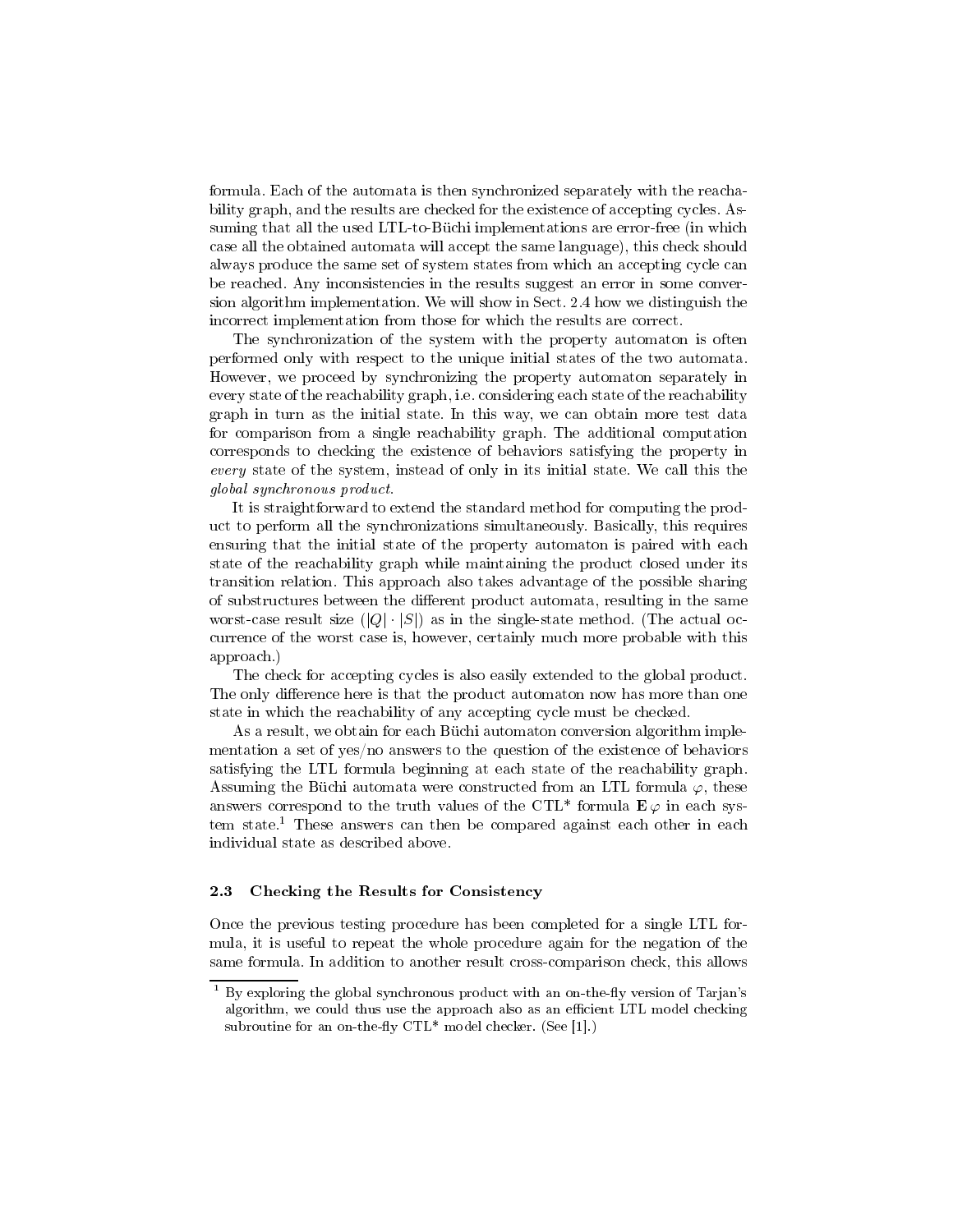formula. Each of the automata is then synchronized separately with the reachability graph, and the results are checked for the existence of accepting cycles. Assuming that all the used LTL-to-Büchi implementations are error-free (in which case all the obtained automata will accept the same language), this check should always produce the same set of system states from which an accepting cycle can be reached. Any inconsistencies in the results suggest an error in some conversion algorithm implementation. We will show in Sect. 2.4 how we distinguish the incorrect implementation from those for which the results are correct.

The synchronization of the system with the property automaton is often performed only with respect to the unique initial states of the two automata. However, we proceed by synchronizing the property automaton separately in every state of the reachability graph, i.e. considering each state of the reachability graph in turn as the initial state. In this way, we can obtain more test data for comparison from a single reachability graph. The additional computation corresponds to checking the existence of behaviors satisfying the property in *every* state of the system, instead of only in its initial state. We call this the *global synchronous product*.

It is straightforward to extend the standard method for computing the product to perform all the synchronizations simultaneously. Basically, this requires ensuring that the initial state of the property automaton is paired with each state of the reachability graph while maintaining the product closed under its transition relation. This approach also takes advantage of the possible sharing of substructures between the different product automata, resulting in the same worst-case result size ($|Q| \cdot |S|$) as in the single-state method. (The actual occurrence of the worst case is, however, certainly much more probable with this approach.)

The check for accepting cycles is also easily extended to the global product. The only difference here is that the product automaton now has more than one state in which the reachability of any accepting cycle must be checked.

As a result, we obtain for each Büchi automaton conversion algorithm implementation a set of yes/no answers to the question of the existence of behaviors satisfying the LTL formula beginning at each state of the reachability graph. Assuming the Büchi automata were constructed from an LTL formula $\varphi$, these answers correspond to the truth values of the CTL* formula $\mathbf{E}\,\varphi$ in each system state.[1] These answers can then be compared against each other in each individual state as described above.

### 2.3 Checking the Results for Consistency

Once the previous testing procedure has been completed for a single LTL formula, it is useful to repeat the whole procedure again for the negation of the same formula. In addition to another result cross-comparison check, this allows

[1] By exploring the global synchronous product with an on-the-fly version of Tarjan's algorithm, we could thus use the approach also as an efficient LTL model checking subroutine for an on-the-fly CTL* model checker. (See [1].)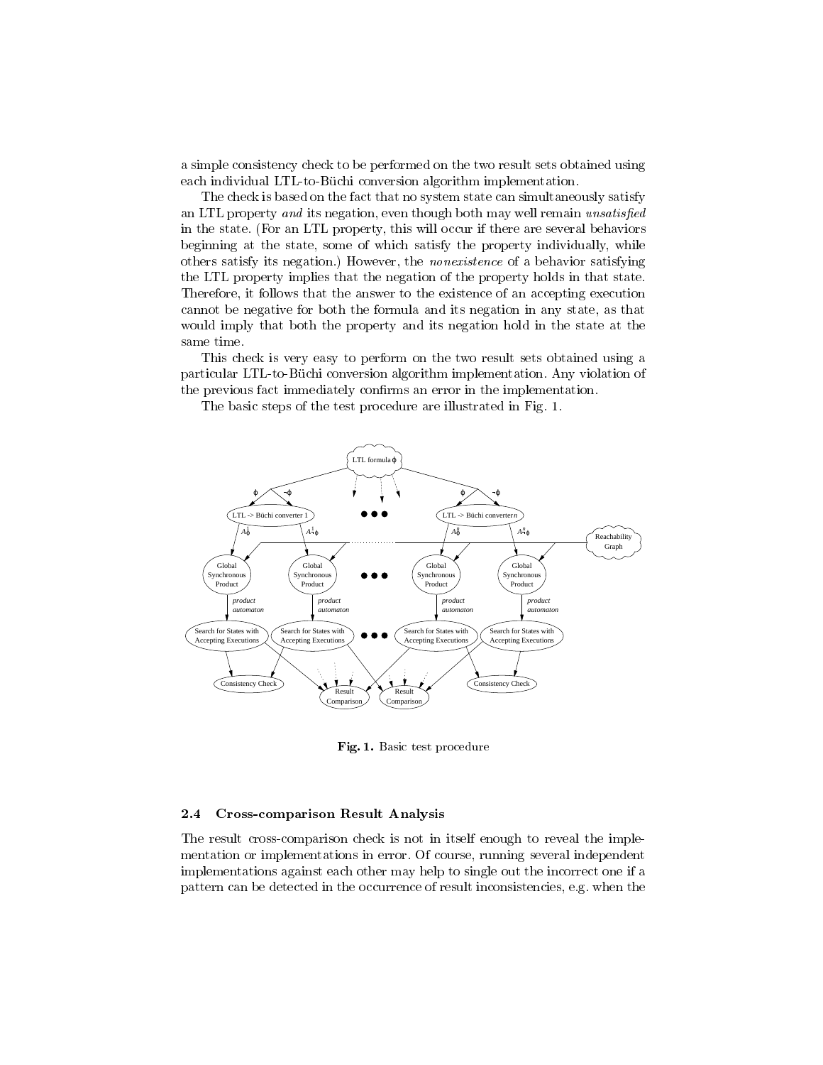a simple consistency check to be performed on the two result sets obtained using each individual LTL-to-Büchi conversion algorithm implementation.

The check is based on the fact that no system state can simultaneously satisfy an LTL property *and* its negation, even though both may well remain *unsatisfied* in the state. (For an LTL property, this will occur if there are several behaviors beginning at the state, some of which satisfy the property individually, while others satisfy its negation.) However, the *nonexistence* of a behavior satisfying the LTL property implies that the negation of the property holds in that state. Therefore, it follows that the answer to the existence of an accepting execution cannot be negative for both the formula and its negation in any state, as that would imply that both the property and its negation hold in the state at the same time.

This check is very easy to perform on the two result sets obtained using a particular LTL-to-Büchi conversion algorithm implementation. Any violation of the previous fact immediately confirms an error in the implementation.

The basic steps of the test procedure are illustrated in Fig. 1.

**Fig. 1.** Basic test procedure

### 2.4 Cross-comparison Result Analysis

The result cross-comparison check is not in itself enough to reveal the implementation or implementations in error. Of course, running several independent implementations against each other may help to single out the incorrect one if a pattern can be detected in the occurrence of result inconsistencies, e.g. when the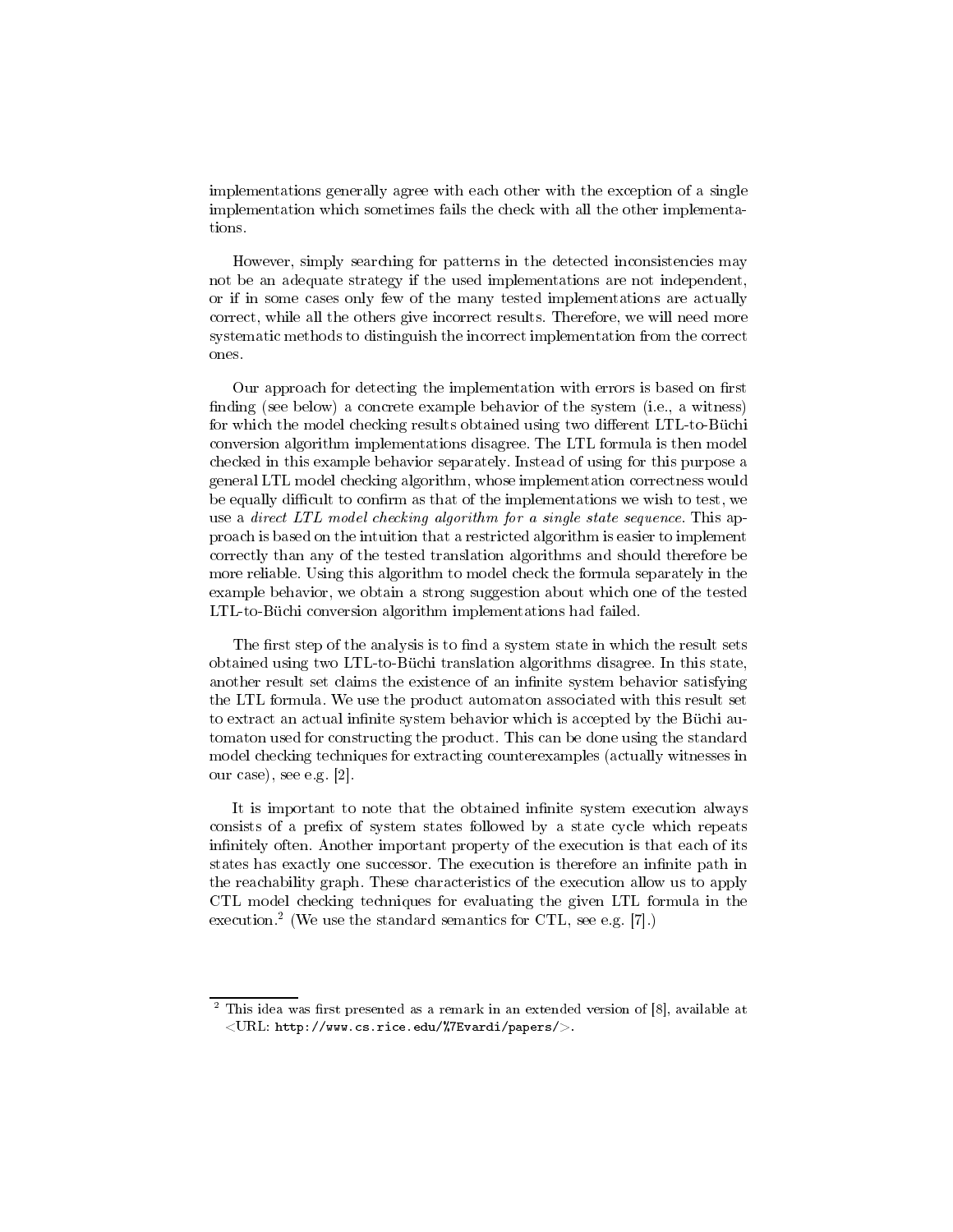implementations generally agree with each other with the exception of a single implementation which sometimes fails the check with all the other implementations.

However, simply searching for patterns in the detected inconsistencies may not be an adequate strategy if the used implementations are not independent, or if in some cases only few of the many tested implementations are actually correct, while all the others give incorrect results. Therefore, we will need more systematic methods to distinguish the incorrect implementation from the correct ones.

Our approach for detecting the implementation with errors is based on first finding (see below) a concrete example behavior of the system (i.e., a witness) for which the model checking results obtained using two different LTL-to-Büchi conversion algorithm implementations disagree. The LTL formula is then model checked in this example behavior separately. Instead of using for this purpose a general LTL model checking algorithm, whose implementation correctness would be equally difficult to confirm as that of the implementations we wish to test, we use a *direct LTL model checking algorithm for a single state sequence.* This approach is based on the intuition that a restricted algorithm is easier to implement correctly than any of the tested translation algorithms and should therefore be more reliable. Using this algorithm to model check the formula separately in the example behavior, we obtain a strong suggestion about which one of the tested LTL-to-Büchi conversion algorithm implementations had failed.

The first step of the analysis is to find a system state in which the result sets obtained using two LTL-to-Büchi translation algorithms disagree. In this state, another result set claims the existence of an infinite system behavior satisfying the LTL formula. We use the product automaton associated with this result set to extract an actual infinite system behavior which is accepted by the Büchi automaton used for constructing the product. This can be done using the standard model checking techniques for extracting counterexamples (actually witnesses in our case), see e.g. [2].

It is important to note that the obtained infinite system execution always consists of a prefix of system states followed by a state cycle which repeats infinitely often. Another important property of the execution is that each of its states has exactly one successor. The execution is therefore an infinite path in the reachability graph. These characteristics of the execution allow us to apply CTL model checking techniques for evaluating the given LTL formula in the execution.[2] (We use the standard semantics for CTL, see e.g. [7].)

[2] This idea was first presented as a remark in an extended version of [8], available at <URL: http://www.cs.rice.edu/%7Evardi/papers/>.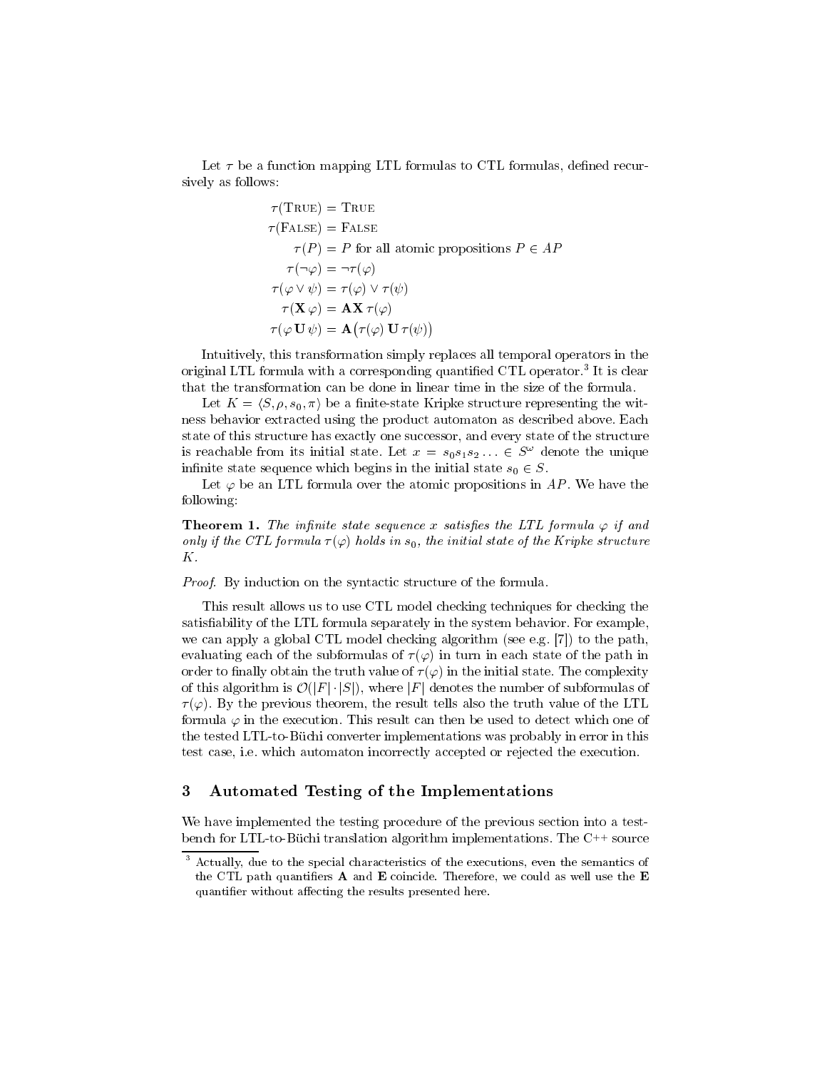Let $\tau$ be a function mapping LTL formulas to CTL formulas, defined recursively as follows:

$$
\begin{aligned}
\tau(\textsc{True}) &= \textsc{True} \\
\tau(\textsc{False}) &= \textsc{False} \\
\tau(P) &= P \text{ for all atomic propositions } P \in AP \\
\tau(\neg\varphi) &= \neg\tau(\varphi) \\
\tau(\varphi \vee \psi) &= \tau(\varphi) \vee \tau(\psi) \\
\tau(\mathbf{X}\,\varphi) &= \mathbf{AX}\,\tau(\varphi) \\
\tau(\varphi\,\mathbf{U}\,\psi) &= \mathbf{A}\big(\tau(\varphi)\,\mathbf{U}\,\tau(\psi)\big)
\end{aligned}
$$

Intuitively, this transformation simply replaces all temporal operators in the original LTL formula with a corresponding quantified CTL operator.[3] It is clear that the transformation can be done in linear time in the size of the formula.

Let $K = \langle S, \rho, s_0, \pi \rangle$ be a finite-state Kripke structure representing the witness behavior extracted using the product automaton as described above. Each state of this structure has exactly one successor, and every state of the structure is reachable from its initial state. Let $x = s_0 s_1 s_2 \ldots \in S^\omega$ denote the unique infinite state sequence which begins in the initial state $s_0 \in S$.

Let $\varphi$ be an LTL formula over the atomic propositions in $AP$. We have the following:

**Theorem 1.** *The infinite state sequence $x$ satisfies the LTL formula $\varphi$ if and only if the CTL formula $\tau(\varphi)$ holds in $s_0$, the initial state of the Kripke structure $K$.*

*Proof.* By induction on the syntactic structure of the formula.

This result allows us to use CTL model checking techniques for checking the satisfiability of the LTL formula separately in the system behavior. For example, we can apply a global CTL model checking algorithm (see e.g. [7]) to the path, evaluating each of the subformulas of $\tau(\varphi)$ in turn in each state of the path in order to finally obtain the truth value of $\tau(\varphi)$ in the initial state. The complexity of this algorithm is $\mathcal{O}(|F| \cdot |S|)$, where $|F|$ denotes the number of subformulas of $\tau(\varphi)$. By the previous theorem, the result tells also the truth value of the LTL formula $\varphi$ in the execution. This result can then be used to detect which one of the tested LTL-to-Büchi converter implementations was probably in error in this test case, i.e. which automaton incorrectly accepted or rejected the execution.

## 3 Automated Testing of the Implementations

We have implemented the testing procedure of the previous section into a testbench for LTL-to-Büchi translation algorithm implementations. The C++ source

[3] Actually, due to the special characteristics of the executions, even the semantics of the CTL path quantifiers **A** and **E** coincide. Therefore, we could as well use the **E** quantifier without affecting the results presented here.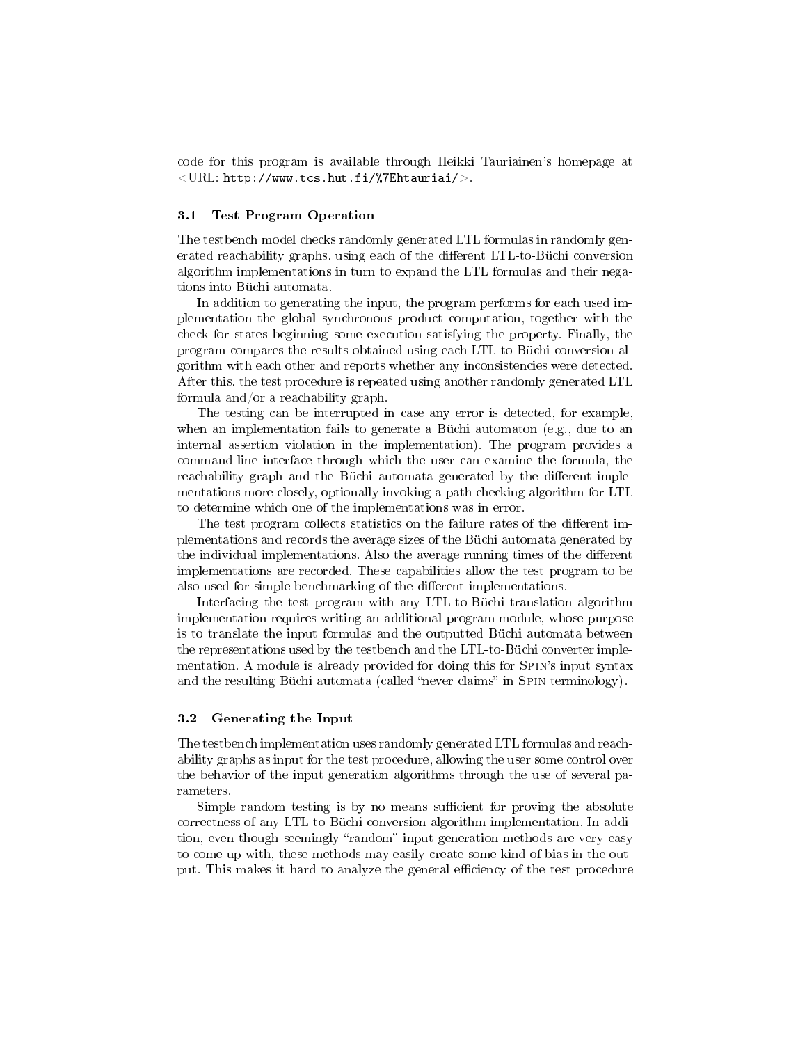code for this program is available through Heikki Tauriainen's homepage at <URL: http://www.tcs.hut.fi/%7Ehtauriai/>.

### 3.1 Test Program Operation

The testbench model checks randomly generated LTL formulas in randomly generated reachability graphs, using each of the different LTL-to-Büchi conversion algorithm implementations in turn to expand the LTL formulas and their negations into Büchi automata.

In addition to generating the input, the program performs for each used implementation the global synchronous product computation, together with the check for states beginning some execution satisfying the property. Finally, the program compares the results obtained using each LTL-to-Büchi conversion algorithm with each other and reports whether any inconsistencies were detected. After this, the test procedure is repeated using another randomly generated LTL formula and/or a reachability graph.

The testing can be interrupted in case any error is detected, for example, when an implementation fails to generate a Büchi automaton (e.g., due to an internal assertion violation in the implementation). The program provides a command-line interface through which the user can examine the formula, the reachability graph and the Büchi automata generated by the different implementations more closely, optionally invoking a path checking algorithm for LTL to determine which one of the implementations was in error.

The test program collects statistics on the failure rates of the different implementations and records the average sizes of the Büchi automata generated by the individual implementations. Also the average running times of the different implementations are recorded. These capabilities allow the test program to be also used for simple benchmarking of the different implementations.

Interfacing the test program with any LTL-to-Büchi translation algorithm implementation requires writing an additional program module, whose purpose is to translate the input formulas and the outputted Büchi automata between the representations used by the testbench and the LTL-to-Büchi converter implementation. A module is already provided for doing this for Spin's input syntax and the resulting Büchi automata (called "never claims" in Spin terminology).

### 3.2 Generating the Input

The testbench implementation uses randomly generated LTL formulas and reachability graphs as input for the test procedure, allowing the user some control over the behavior of the input generation algorithms through the use of several parameters.

Simple random testing is by no means sufficient for proving the absolute correctness of any LTL-to-Büchi conversion algorithm implementation. In addition, even though seemingly "random" input generation methods are very easy to come up with, these methods may easily create some kind of bias in the output. This makes it hard to analyze the general efficiency of the test procedure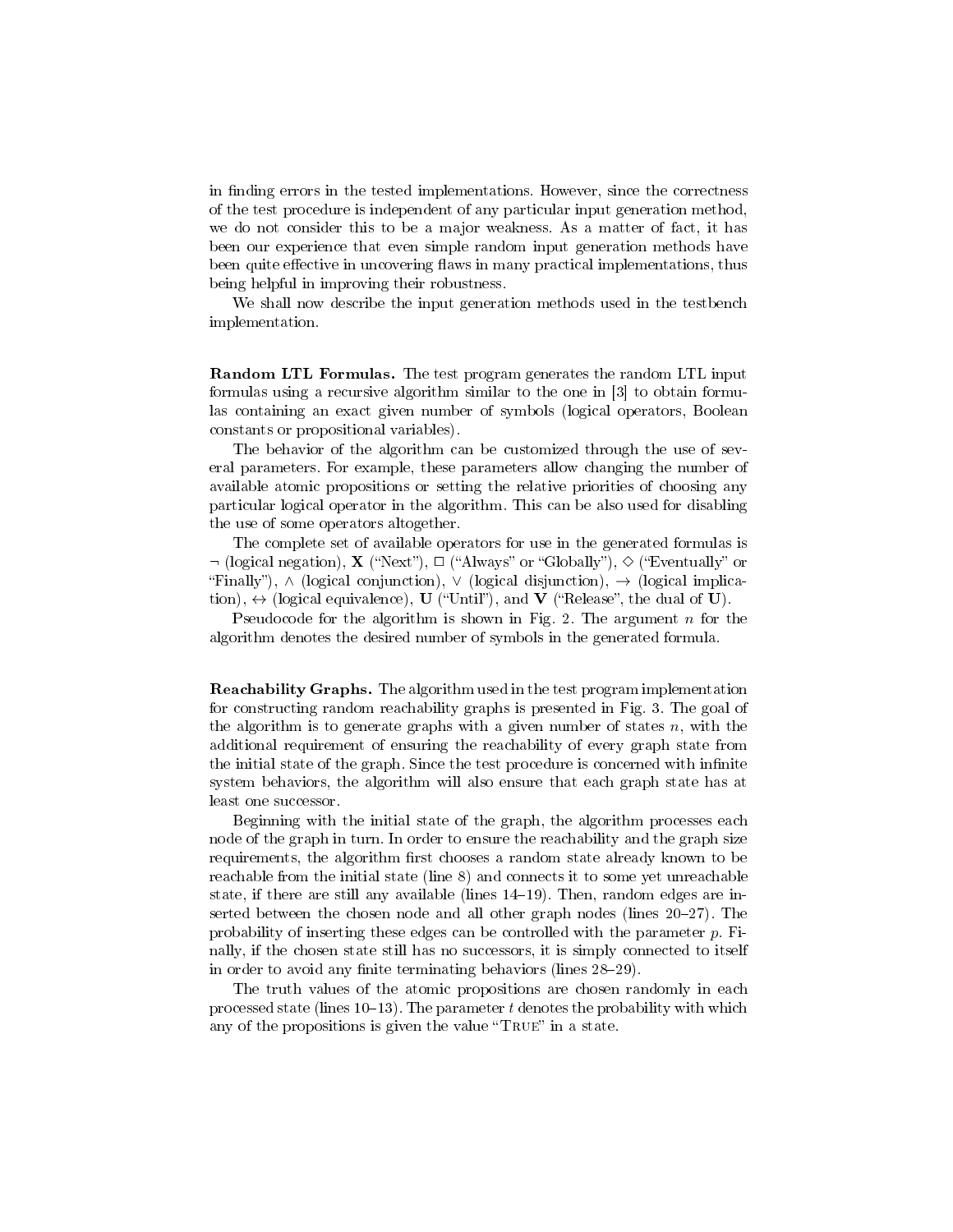in finding errors in the tested implementations. However, since the correctness of the test procedure is independent of any particular input generation method, we do not consider this to be a major weakness. As a matter of fact, it has been our experience that even simple random input generation methods have been quite effective in uncovering flaws in many practical implementations, thus being helpful in improving their robustness.

We shall now describe the input generation methods used in the testbench implementation.

**Random LTL Formulas.** The test program generates the random LTL input formulas using a recursive algorithm similar to the one in [3] to obtain formulas containing an exact given number of symbols (logical operators, Boolean constants or propositional variables).

The behavior of the algorithm can be customized through the use of several parameters. For example, these parameters allow changing the number of available atomic propositions or setting the relative priorities of choosing any particular logical operator in the algorithm. This can be also used for disabling the use of some operators altogether.

The complete set of available operators for use in the generated formulas is $\neg$ (logical negation), $\mathbf{X}$ ("Next"), $\Box$ ("Always" or "Globally"), $\Diamond$ ("Eventually" or "Finally"), $\wedge$ (logical conjunction), $\vee$ (logical disjunction), $\rightarrow$ (logical implication), $\leftrightarrow$ (logical equivalence), $\mathbf{U}$ ("Until"), and $\mathbf{V}$ ("Release", the dual of $\mathbf{U}$).

Pseudocode for the algorithm is shown in Fig. 2. The argument $n$ for the algorithm denotes the desired number of symbols in the generated formula.

**Reachability Graphs.** The algorithm used in the test program implementation for constructing random reachability graphs is presented in Fig. 3. The goal of the algorithm is to generate graphs with a given number of states $n$, with the additional requirement of ensuring the reachability of every graph state from the initial state of the graph. Since the test procedure is concerned with infinite system behaviors, the algorithm will also ensure that each graph state has at least one successor.

Beginning with the initial state of the graph, the algorithm processes each node of the graph in turn. In order to ensure the reachability and the graph size requirements, the algorithm first chooses a random state already known to be reachable from the initial state (line 8) and connects it to some yet unreachable state, if there are still any available (lines 14–19). Then, random edges are inserted between the chosen node and all other graph nodes (lines 20–27). The probability of inserting these edges can be controlled with the parameter $p$. Finally, if the chosen state still has no successors, it is simply connected to itself in order to avoid any finite terminating behaviors (lines 28–29).

The truth values of the atomic propositions are chosen randomly in each processed state (lines 10–13). The parameter $t$ denotes the probability with which any of the propositions is given the value "True" in a state.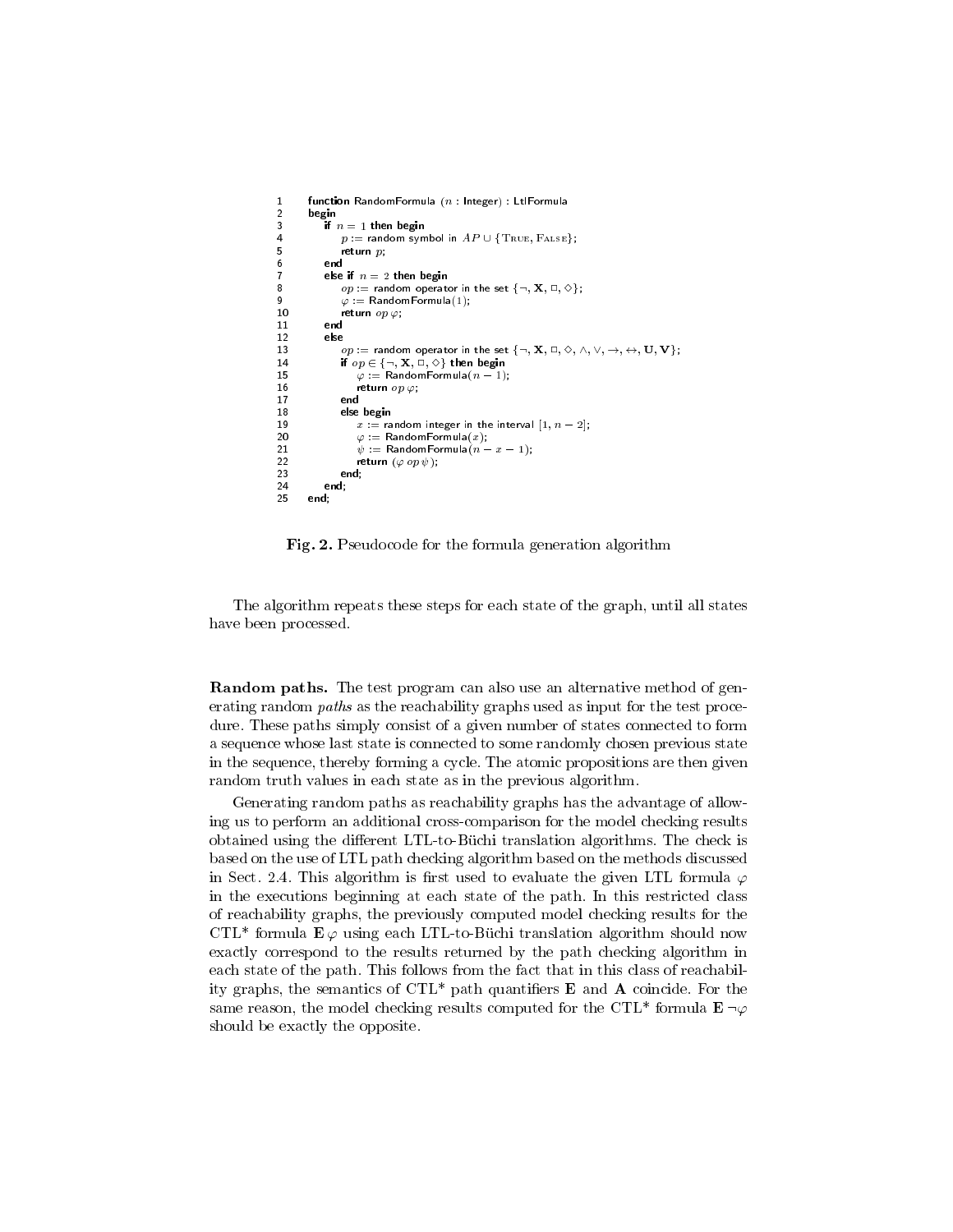```
1   function RandomFormula (n : Integer) : LtlFormula
2   begin
3       if n = 1 then begin
4           p := random symbol in AP ∪ {True, False};
5           return p;
6       end
7       else if n = 2 then begin
8           op := random operator in the set {¬, X, □, ◇};
9           φ := RandomFormula(1);
10          return op φ;
11      end
12      else
13          op := random operator in the set {¬, X, □, ◇, ∧, ∨, →, ↔, U, V};
14          if op ∈ {¬, X, □, ◇} then begin
15              φ := RandomFormula(n − 1);
16              return op φ;
17          end
18          else begin
19              x := random integer in the interval [1, n − 2];
20              φ := RandomFormula(x);
21              ψ := RandomFormula(n − x − 1);
22              return (φ op ψ);
23          end;
24      end;
25  end;
```

**Fig. 2.** Pseudocode for the formula generation algorithm

The algorithm repeats these steps for each state of the graph, until all states have been processed.

**Random paths.** The test program can also use an alternative method of generating random *paths* as the reachability graphs used as input for the test procedure. These paths simply consist of a given number of states connected to form a sequence whose last state is connected to some randomly chosen previous state in the sequence, thereby forming a cycle. The atomic propositions are then given random truth values in each state as in the previous algorithm.

Generating random paths as reachability graphs has the advantage of allowing us to perform an additional cross-comparison for the model checking results obtained using the different LTL-to-Büchi translation algorithms. The check is based on the use of LTL path checking algorithm based on the methods discussed in Sect. 2.4. This algorithm is first used to evaluate the given LTL formula $\varphi$ in the executions beginning at each state of the path. In this restricted class of reachability graphs, the previously computed model checking results for the CTL* formula $\mathbf{E}\,\varphi$ using each LTL-to-Büchi translation algorithm should now exactly correspond to the results returned by the path checking algorithm in each state of the path. This follows from the fact that in this class of reachability graphs, the semantics of CTL* path quantifiers $\mathbf{E}$ and $\mathbf{A}$ coincide. For the same reason, the model checking results computed for the CTL* formula $\mathbf{E}\,\neg\varphi$ should be exactly the opposite.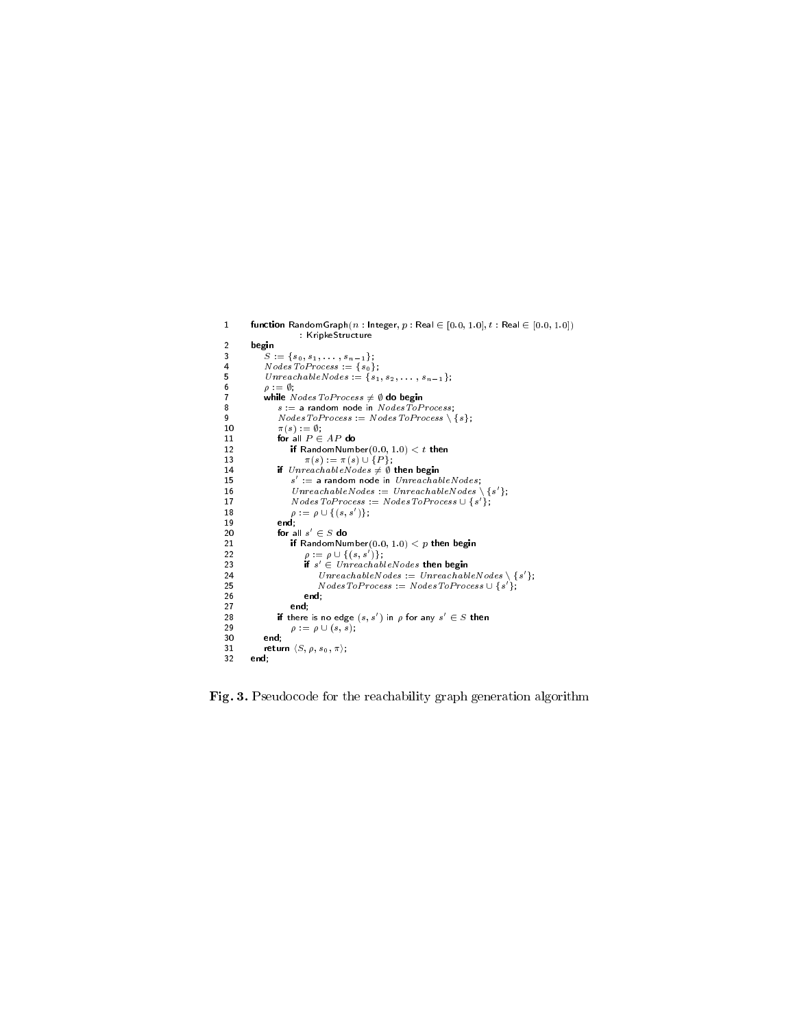```
1    function RandomGraph(n : Integer, p : Real ∈ [0.0, 1.0], t : Real ∈ [0.0, 1.0])
              : KripkeStructure
2    begin
3        S := {s_0, s_1, ..., s_{n-1}};
4        NodesToProcess := {s_0};
5        UnreachableNodes := {s_1, s_2, ..., s_{n-1}};
6        ρ := ∅;
7        while NodesToProcess ≠ ∅ do begin
8            s := a random node in NodesToProcess;
9            NodesToProcess := NodesToProcess \ {s};
10           π(s) := ∅;
11           for all P ∈ AP do
12               if RandomNumber(0.0, 1.0) < t then
13                   π(s) := π(s) ∪ {P};
14           if UnreachableNodes ≠ ∅ then begin
15               s' := a random node in UnreachableNodes;
16               UnreachableNodes := UnreachableNodes \ {s'};
17               NodesToProcess := NodesToProcess ∪ {s'};
18               ρ := ρ ∪ {(s, s')};
19           end;
20           for all s' ∈ S do
21               if RandomNumber(0.0, 1.0) < p then begin
22                   ρ := ρ ∪ {(s, s')};
23                   if s' ∈ UnreachableNodes then begin
24                       UnreachableNodes := UnreachableNodes \ {s'};
25                       NodesToProcess := NodesToProcess ∪ {s'};
26                   end;
27               end;
28           if there is no edge (s, s') in ρ for any s' ∈ S then
29               ρ := ρ ∪ (s, s);
30       end;
31       return ⟨S, ρ, s_0, π⟩;
32   end;
```

**Fig. 3.** Pseudocode for the reachability graph generation algorithm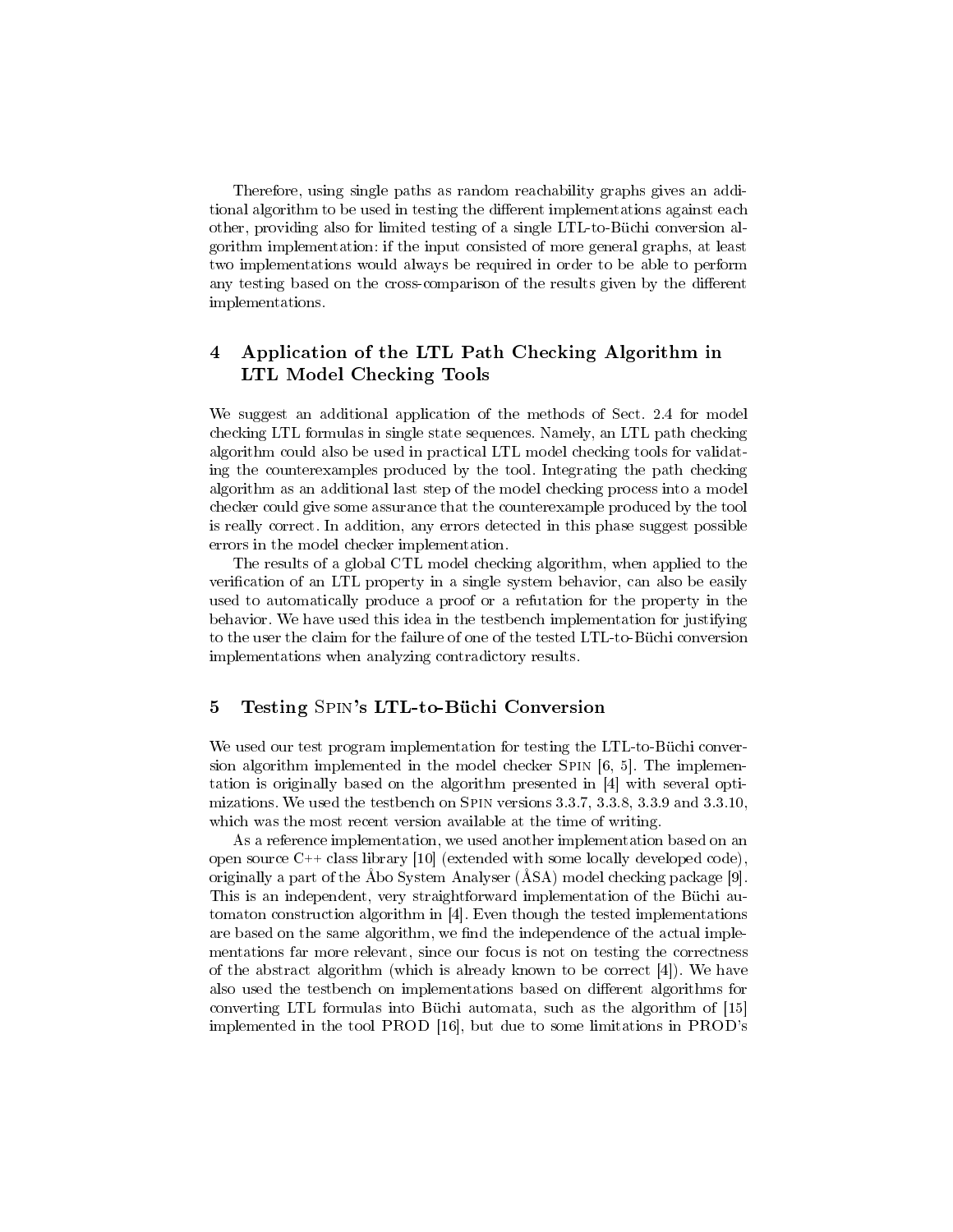Therefore, using single paths as random reachability graphs gives an additional algorithm to be used in testing the different implementations against each other, providing also for limited testing of a single LTL-to-Büchi conversion algorithm implementation: if the input consisted of more general graphs, at least two implementations would always be required in order to be able to perform any testing based on the cross-comparison of the results given by the different implementations.

## 4 Application of the LTL Path Checking Algorithm in LTL Model Checking Tools

We suggest an additional application of the methods of Sect. 2.4 for model checking LTL formulas in single state sequences. Namely, an LTL path checking algorithm could also be used in practical LTL model checking tools for validating the counterexamples produced by the tool. Integrating the path checking algorithm as an additional last step of the model checking process into a model checker could give some assurance that the counterexample produced by the tool is really correct. In addition, any errors detected in this phase suggest possible errors in the model checker implementation.

The results of a global CTL model checking algorithm, when applied to the verification of an LTL property in a single system behavior, can also be easily used to automatically produce a proof or a refutation for the property in the behavior. We have used this idea in the testbench implementation for justifying to the user the claim for the failure of one of the tested LTL-to-Büchi conversion implementations when analyzing contradictory results.

## 5 Testing Spin's LTL-to-Büchi Conversion

We used our test program implementation for testing the LTL-to-Büchi conversion algorithm implemented in the model checker Spin [6, 5]. The implementation is originally based on the algorithm presented in [4] with several optimizations. We used the testbench on Spin versions 3.3.7, 3.3.8, 3.3.9 and 3.3.10, which was the most recent version available at the time of writing.

As a reference implementation, we used another implementation based on an open source C++ class library [10] (extended with some locally developed code), originally a part of the Åbo System Analyser (ÅSA) model checking package [9]. This is an independent, very straightforward implementation of the Büchi automaton construction algorithm in [4]. Even though the tested implementations are based on the same algorithm, we find the independence of the actual implementations far more relevant, since our focus is not on testing the correctness of the abstract algorithm (which is already known to be correct [4]). We have also used the testbench on implementations based on different algorithms for converting LTL formulas into Büchi automata, such as the algorithm of [15] implemented in the tool PROD [16], but due to some limitations in PROD's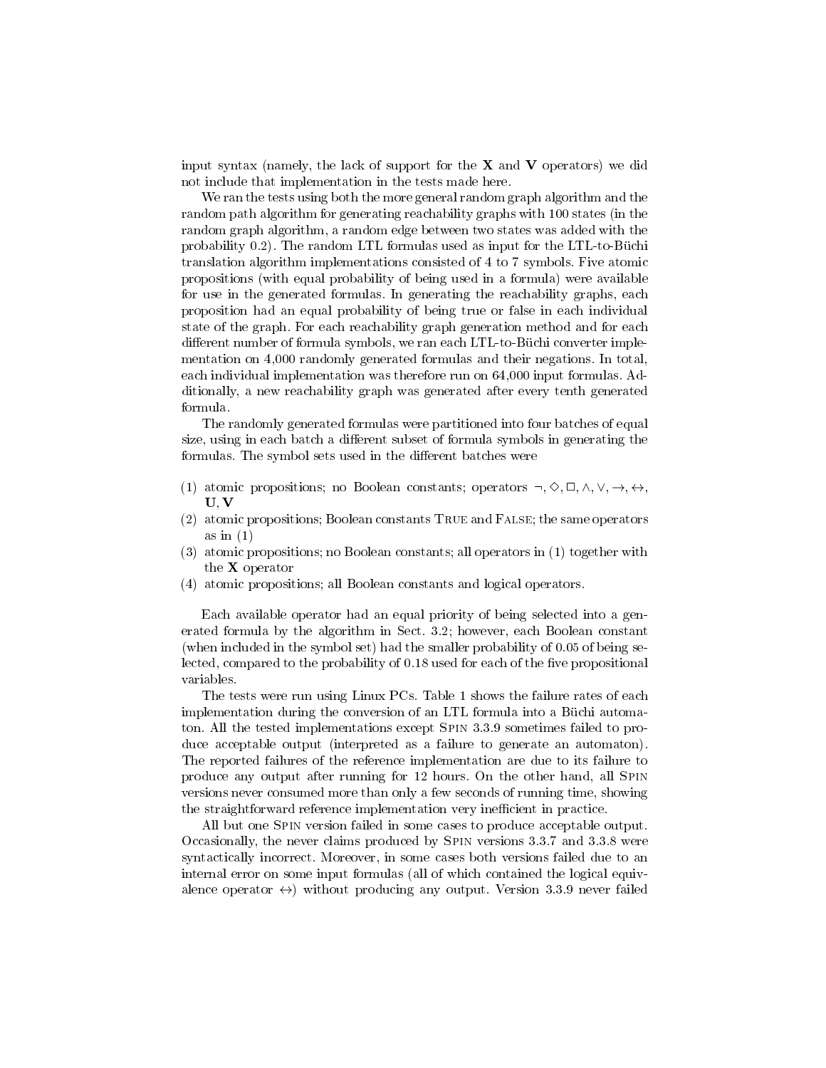input syntax (namely, the lack of support for the **X** and **V** operators) we did not include that implementation in the tests made here.

We ran the tests using both the more general random graph algorithm and the random path algorithm for generating reachability graphs with 100 states (in the random graph algorithm, a random edge between two states was added with the probability 0.2). The random LTL formulas used as input for the LTL-to-Büchi translation algorithm implementations consisted of 4 to 7 symbols. Five atomic propositions (with equal probability of being used in a formula) were available for use in the generated formulas. In generating the reachability graphs, each proposition had an equal probability of being true or false in each individual state of the graph. For each reachability graph generation method and for each different number of formula symbols, we ran each LTL-to-Büchi converter implementation on 4,000 randomly generated formulas and their negations. In total, each individual implementation was therefore run on 64,000 input formulas. Additionally, a new reachability graph was generated after every tenth generated formula.

The randomly generated formulas were partitioned into four batches of equal size, using in each batch a different subset of formula symbols in generating the formulas. The symbol sets used in the different batches were

(1) atomic propositions; no Boolean constants; operators $\neg, \Diamond, \Box, \wedge, \vee, \rightarrow, \leftrightarrow$, $\mathbf{U}, \mathbf{V}$
(2) atomic propositions; Boolean constants True and False; the same operators as in (1)
(3) atomic propositions; no Boolean constants; all operators in (1) together with the **X** operator
(4) atomic propositions; all Boolean constants and logical operators.

Each available operator had an equal priority of being selected into a generated formula by the algorithm in Sect. 3.2; however, each Boolean constant (when included in the symbol set) had the smaller probability of 0.05 of being selected, compared to the probability of 0.18 used for each of the five propositional variables.

The tests were run using Linux PCs. Table 1 shows the failure rates of each implementation during the conversion of an LTL formula into a Büchi automaton. All the tested implementations except Spin 3.3.9 sometimes failed to produce acceptable output (interpreted as a failure to generate an automaton). The reported failures of the reference implementation are due to its failure to produce any output after running for 12 hours. On the other hand, all Spin versions never consumed more than only a few seconds of running time, showing the straightforward reference implementation very inefficient in practice.

All but one Spin version failed in some cases to produce acceptable output. Occasionally, the never claims produced by Spin versions 3.3.7 and 3.3.8 were syntactically incorrect. Moreover, in some cases both versions failed due to an internal error on some input formulas (all of which contained the logical equivalence operator $\leftrightarrow$) without producing any output. Version 3.3.9 never failed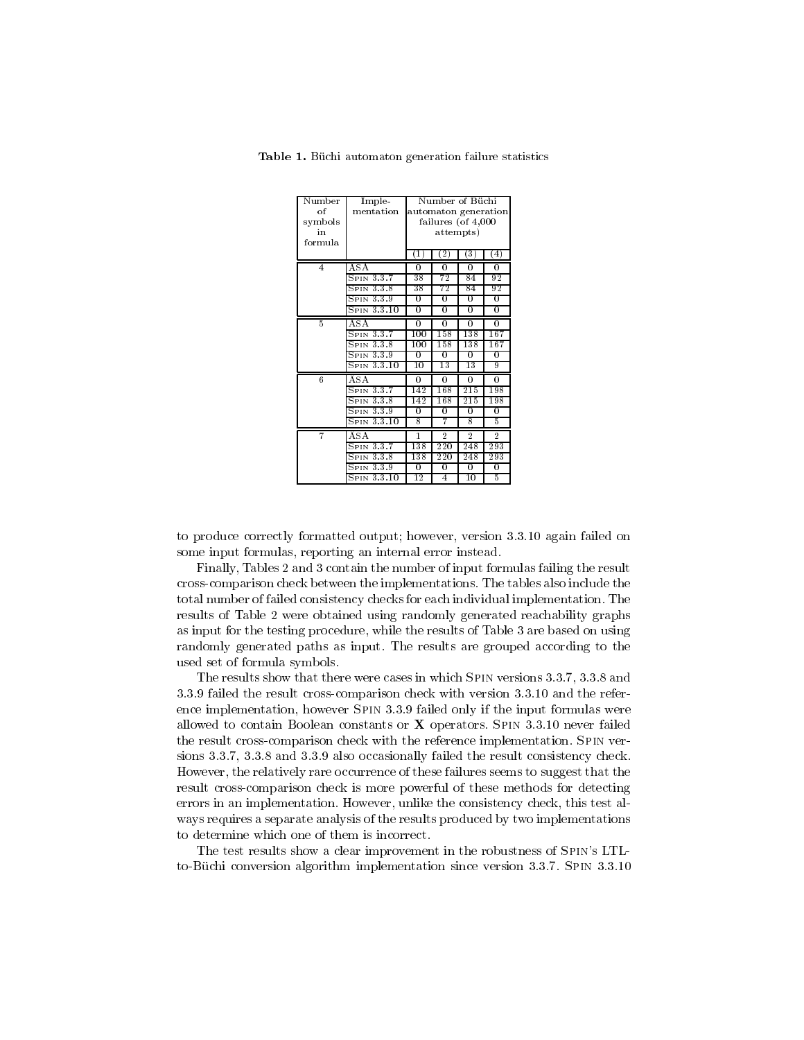**Table 1.** Büchi automaton generation failure statistics

| Number of symbols in formula | Implementation | Number of Büchi automaton generation failures (of 4,000 attempts) | | | |
|---|---|---|---|---|---|
| | | (1) | (2) | (3) | (4) |
| 4 | ASA | 0 | 0 | 0 | 0 |
| | Spin 3.3.7 | 38 | 72 | 84 | 92 |
| | Spin 3.3.8 | 38 | 72 | 84 | 92 |
| | Spin 3.3.9 | 0 | 0 | 0 | 0 |
| | Spin 3.3.10 | 0 | 0 | 0 | 0 |
| 5 | ASA | 0 | 0 | 0 | 0 |
| | Spin 3.3.7 | 100 | 158 | 138 | 167 |
| | Spin 3.3.8 | 100 | 158 | 138 | 167 |
| | Spin 3.3.9 | 0 | 0 | 0 | 0 |
| | Spin 3.3.10 | 10 | 13 | 13 | 9 |
| 6 | ASA | 0 | 0 | 0 | 0 |
| | Spin 3.3.7 | 142 | 168 | 215 | 198 |
| | Spin 3.3.8 | 142 | 168 | 215 | 198 |
| | Spin 3.3.9 | 0 | 0 | 0 | 0 |
| | Spin 3.3.10 | 8 | 7 | 8 | 5 |
| 7 | ASA | 1 | 2 | 2 | 2 |
| | Spin 3.3.7 | 138 | 220 | 248 | 293 |
| | Spin 3.3.8 | 138 | 220 | 248 | 293 |
| | Spin 3.3.9 | 0 | 0 | 0 | 0 |
| | Spin 3.3.10 | 12 | 4 | 10 | 5 |

to produce correctly formatted output; however, version 3.3.10 again failed on some input formulas, reporting an internal error instead.

Finally, Tables 2 and 3 contain the number of input formulas failing the result cross-comparison check between the implementations. The tables also include the total number of failed consistency checks for each individual implementation. The results of Table 2 were obtained using randomly generated reachability graphs as input for the testing procedure, while the results of Table 3 are based on using randomly generated paths as input. The results are grouped according to the used set of formula symbols.

The results show that there were cases in which Spin versions 3.3.7, 3.3.8 and 3.3.9 failed the result cross-comparison check with version 3.3.10 and the reference implementation, however Spin 3.3.9 failed only if the input formulas were allowed to contain Boolean constants or **X** operators. Spin 3.3.10 never failed the result cross-comparison check with the reference implementation. Spin versions 3.3.7, 3.3.8 and 3.3.9 also occasionally failed the result consistency check. However, the relatively rare occurrence of these failures seems to suggest that the result cross-comparison check is more powerful of these methods for detecting errors in an implementation. However, unlike the consistency check, this test always requires a separate analysis of the results produced by two implementations to determine which one of them is incorrect.

The test results show a clear improvement in the robustness of Spin's LTL-to-Büchi conversion algorithm implementation since version 3.3.7. Spin 3.3.10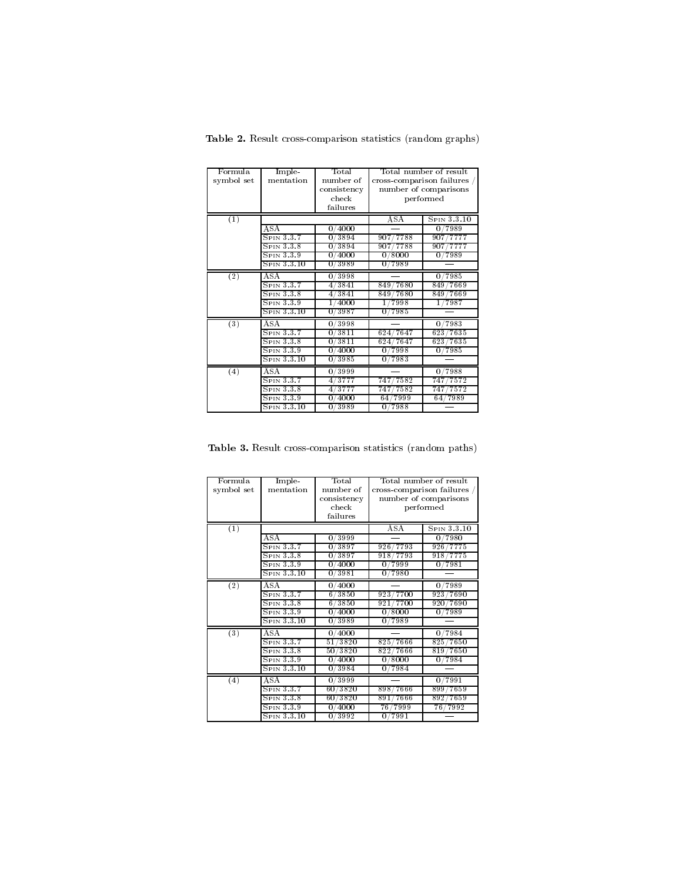**Table 2.** Result cross-comparison statistics (random graphs)

| Formula symbol set | Implementation | Total number of consistency check failures | Total number of result cross-comparison failures / number of comparisons performed | |
|---|---|---|---|---|
| | | | ASA | Spin 3.3.10 |
| (1) | ASA | 0/4000 | — | 0/7989 |
| | Spin 3.3.7 | 0/3894 | 907/7788 | 907/7777 |
| | Spin 3.3.8 | 0/3894 | 907/7788 | 907/7777 |
| | Spin 3.3.9 | 0/4000 | 0/8000 | 0/7989 |
| | Spin 3.3.10 | 0/3989 | 0/7989 | — |
| (2) | ASA | 0/3998 | — | 0/7985 |
| | Spin 3.3.7 | 4/3841 | 849/7680 | 849/7669 |
| | Spin 3.3.8 | 4/3841 | 849/7680 | 849/7669 |
| | Spin 3.3.9 | 1/4000 | 1/7998 | 1/7987 |
| | Spin 3.3.10 | 0/3987 | 0/7985 | — |
| (3) | ASA | 0/3998 | — | 0/7983 |
| | Spin 3.3.7 | 0/3811 | 624/7647 | 623/7635 |
| | Spin 3.3.8 | 0/3811 | 624/7647 | 623/7635 |
| | Spin 3.3.9 | 0/4000 | 0/7998 | 0/7985 |
| | Spin 3.3.10 | 0/3985 | 0/7983 | — |
| (4) | ASA | 0/3999 | — | 0/7988 |
| | Spin 3.3.7 | 4/3777 | 747/7582 | 747/7572 |
| | Spin 3.3.8 | 4/3777 | 747/7582 | 747/7572 |
| | Spin 3.3.9 | 0/4000 | 64/7999 | 64/7989 |
| | Spin 3.3.10 | 0/3989 | 0/7988 | — |

**Table 3.** Result cross-comparison statistics (random paths)

| Formula symbol set | Implementation | Total number of consistency check failures | Total number of result cross-comparison failures / number of comparisons performed | |
|---|---|---|---|---|
| | | | ASA | Spin 3.3.10 |
| (1) | ASA | 0/3999 | — | 0/7980 |
| | Spin 3.3.7 | 0/3897 | 926/7793 | 926/7775 |
| | Spin 3.3.8 | 0/3897 | 918/7793 | 918/7775 |
| | Spin 3.3.9 | 0/4000 | 0/7999 | 0/7981 |
| | Spin 3.3.10 | 0/3981 | 0/7980 | — |
| (2) | ASA | 0/4000 | — | 0/7989 |
| | Spin 3.3.7 | 6/3850 | 923/7700 | 923/7690 |
| | Spin 3.3.8 | 6/3850 | 921/7700 | 920/7690 |
| | Spin 3.3.9 | 0/4000 | 0/8000 | 0/7989 |
| | Spin 3.3.10 | 0/3989 | 0/7989 | — |
| (3) | ASA | 0/4000 | — | 0/7984 |
| | Spin 3.3.7 | 51/3820 | 825/7666 | 825/7650 |
| | Spin 3.3.8 | 50/3820 | 822/7666 | 819/7650 |
| | Spin 3.3.9 | 0/4000 | 0/8000 | 0/7984 |
| | Spin 3.3.10 | 0/3984 | 0/7984 | — |
| (4) | ASA | 0/3999 | — | 0/7991 |
| | Spin 3.3.7 | 60/3820 | 898/7666 | 899/7659 |
| | Spin 3.3.8 | 60/3820 | 891/7666 | 892/7659 |
| | Spin 3.3.9 | 0/4000 | 76/7999 | 76/7992 |
| | Spin 3.3.10 | 0/3992 | 0/7991 | — |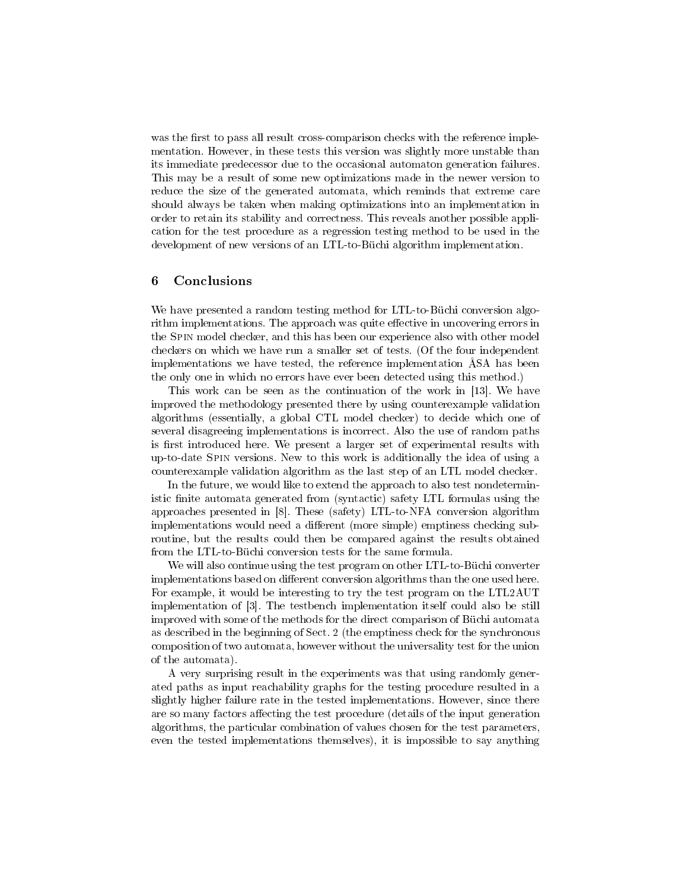was the first to pass all result cross-comparison checks with the reference implementation. However, in these tests this version was slightly more unstable than its immediate predecessor due to the occasional automaton generation failures. This may be a result of some new optimizations made in the newer version to reduce the size of the generated automata, which reminds that extreme care should always be taken when making optimizations into an implementation in order to retain its stability and correctness. This reveals another possible application for the test procedure as a regression testing method to be used in the development of new versions of an LTL-to-Büchi algorithm implementation.

## 6 Conclusions

We have presented a random testing method for LTL-to-Büchi conversion algorithm implementations. The approach was quite effective in uncovering errors in the Spin model checker, and this has been our experience also with other model checkers on which we have run a smaller set of tests. (Of the four independent implementations we have tested, the reference implementation ÅSA has been the only one in which no errors have ever been detected using this method.)

This work can be seen as the continuation of the work in [13]. We have improved the methodology presented there by using counterexample validation algorithms (essentially, a global CTL model checker) to decide which one of several disagreeing implementations is incorrect. Also the use of random paths is first introduced here. We present a larger set of experimental results with up-to-date Spin versions. New to this work is additionally the idea of using a counterexample validation algorithm as the last step of an LTL model checker.

In the future, we would like to extend the approach to also test nondeterministic finite automata generated from (syntactic) safety LTL formulas using the approaches presented in [8]. These (safety) LTL-to-NFA conversion algorithm implementations would need a different (more simple) emptiness checking subroutine, but the results could then be compared against the results obtained from the LTL-to-Büchi conversion tests for the same formula.

We will also continue using the test program on other LTL-to-Büchi converter implementations based on different conversion algorithms than the one used here. For example, it would be interesting to try the test program on the LTL2AUT implementation of [3]. The testbench implementation itself could also be still improved with some of the methods for the direct comparison of Büchi automata as described in the beginning of Sect. 2 (the emptiness check for the synchronous composition of two automata, however without the universality test for the union of the automata).

A very surprising result in the experiments was that using randomly generated paths as input reachability graphs for the testing procedure resulted in a slightly higher failure rate in the tested implementations. However, since there are so many factors affecting the test procedure (details of the input generation algorithms, the particular combination of values chosen for the test parameters, even the tested implementations themselves), it is impossible to say anything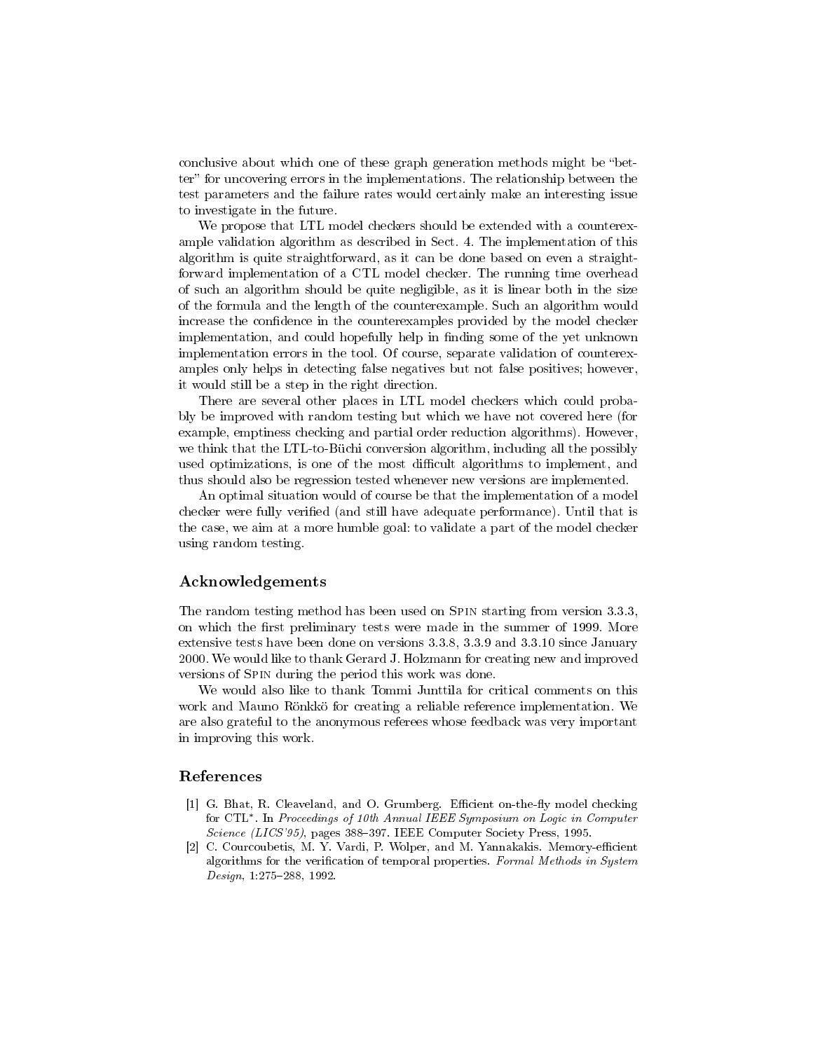conclusive about which one of these graph generation methods might be "better" for uncovering errors in the implementations. The relationship between the test parameters and the failure rates would certainly make an interesting issue to investigate in the future.

We propose that LTL model checkers should be extended with a counterexample validation algorithm as described in Sect. 4. The implementation of this algorithm is quite straightforward, as it can be done based on even a straightforward implementation of a CTL model checker. The running time overhead of such an algorithm should be quite negligible, as it is linear both in the size of the formula and the length of the counterexample. Such an algorithm would increase the confidence in the counterexamples provided by the model checker implementation, and could hopefully help in finding some of the yet unknown implementation errors in the tool. Of course, separate validation of counterexamples only helps in detecting false negatives but not false positives; however, it would still be a step in the right direction.

There are several other places in LTL model checkers which could probably be improved with random testing but which we have not covered here (for example, emptiness checking and partial order reduction algorithms). However, we think that the LTL-to-Büchi conversion algorithm, including all the possibly used optimizations, is one of the most difficult algorithms to implement, and thus should also be regression tested whenever new versions are implemented.

An optimal situation would of course be that the implementation of a model checker were fully verified (and still have adequate performance). Until that is the case, we aim at a more humble goal: to validate a part of the model checker using random testing.

## Acknowledgements

The random testing method has been used on Spin starting from version 3.3.3, on which the first preliminary tests were made in the summer of 1999. More extensive tests have been done on versions 3.3.8, 3.3.9 and 3.3.10 since January 2000. We would like to thank Gerard J. Holzmann for creating new and improved versions of Spin during the period this work was done.

We would also like to thank Tommi Junttila for critical comments on this work and Mauno Rönkkö for creating a reliable reference implementation. We are also grateful to the anonymous referees whose feedback was very important in improving this work.

## References

[1] G. Bhat, R. Cleaveland, and O. Grumberg. Efficient on-the-fly model checking for CTL*. In *Proceedings of 10th Annual IEEE Symposium on Logic in Computer Science (LICS'95)*, pages 388–397. IEEE Computer Society Press, 1995.

[2] C. Courcoubetis, M. Y. Vardi, P. Wolper, and M. Yannakakis. Memory-efficient algorithms for the verification of temporal properties. *Formal Methods in System Design*, 1:275–288, 1992.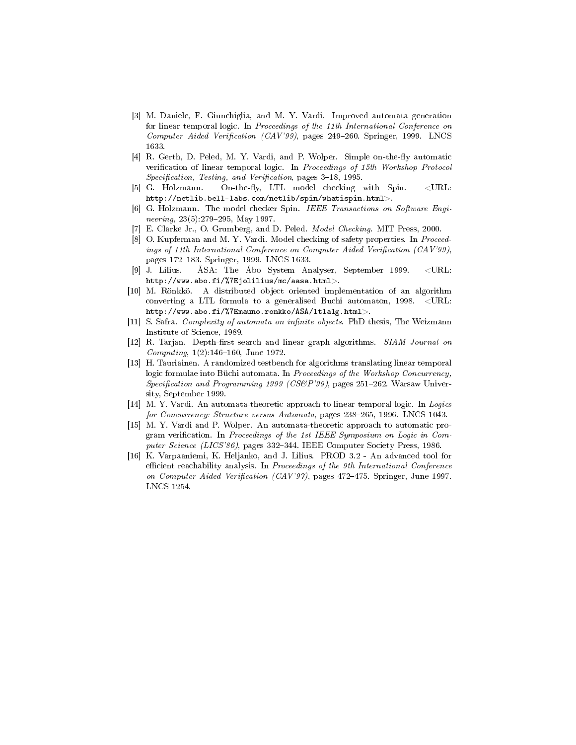[3] M. Daniele, F. Giunchiglia, and M. Y. Vardi. Improved automata generation for linear temporal logic. In *Proceedings of the 11th International Conference on Computer Aided Verification (CAV'99)*, pages 249–260. Springer, 1999. LNCS 1633.

[4] R. Gerth, D. Peled, M. Y. Vardi, and P. Wolper. Simple on-the-fly automatic verification of linear temporal logic. In *Proceedings of 15th Workshop Protocol Specification, Testing, and Verification*, pages 3–18, 1995.

[5] G. Holzmann. On-the-fly, LTL model checking with Spin. <URL: `http://netlib.bell-labs.com/netlib/spin/whatispin.html`>.

[6] G. Holzmann. The model checker Spin. *IEEE Transactions on Software Engineering*, 23(5):279–295, May 1997.

[7] E. Clarke Jr., O. Grumberg, and D. Peled. *Model Checking*. MIT Press, 2000.

[8] O. Kupferman and M. Y. Vardi. Model checking of safety properties. In *Proceedings of 11th International Conference on Computer Aided Verification (CAV'99)*, pages 172–183. Springer, 1999. LNCS 1633.

[9] J. Lilius. ÅSA: The Åbo System Analyser, September 1999. <URL: `http://www.abo.fi/%7Ejolilius/mc/aasa.html`>.

[10] M. Rönkkö. A distributed object oriented implementation of an algorithm converting a LTL formula to a generalised Buchi automaton, 1998. <URL: `http://www.abo.fi/%7Emauno.ronkko/ASA/ltlalg.html`>.

[11] S. Safra. *Complexity of automata on infinite objects*. PhD thesis, The Weizmann Institute of Science, 1989.

[12] R. Tarjan. Depth-first search and linear graph algorithms. *SIAM Journal on Computing*, 1(2):146–160, June 1972.

[13] H. Tauriainen. A randomized testbench for algorithms translating linear temporal logic formulae into Büchi automata. In *Proceedings of the Workshop Concurrency, Specification and Programming 1999 (CS&P'99)*, pages 251–262. Warsaw University, September 1999.

[14] M. Y. Vardi. An automata-theoretic approach to linear temporal logic. In *Logics for Concurrency: Structure versus Automata*, pages 238–265, 1996. LNCS 1043.

[15] M. Y. Vardi and P. Wolper. An automata-theoretic approach to automatic program verification. In *Proceedings of the 1st IEEE Symposium on Logic in Computer Science (LICS'86)*, pages 332–344. IEEE Computer Society Press, 1986.

[16] K. Varpaaniemi, K. Heljanko, and J. Lilius. PROD 3.2 - An advanced tool for efficient reachability analysis. In *Proceedings of the 9th International Conference on Computer Aided Verification (CAV'97)*, pages 472–475. Springer, June 1997. LNCS 1254.